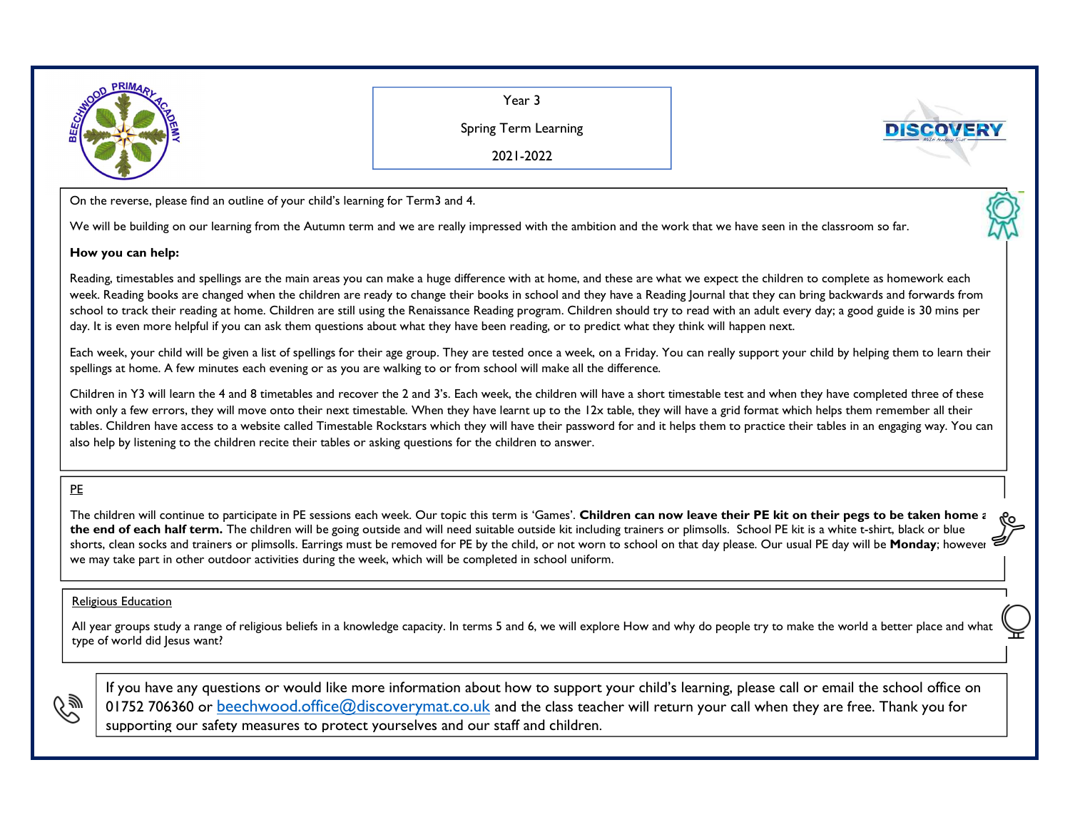Year 3

Spring Term Learning

2021-2022

On the reverse, please find an outline of your child's learning for Term3 and 4.

We will be building on our learning from the Autumn term and we are really impressed with the ambition and the work that we have seen in the classroom so far.

**How you can help:**

Reading, timestables and spellings are the main areas you can make a huge difference with at home, and these are what we expect the children to complete as homework each week. Reading books are changed when the children are ready to change their books in school and they have a Reading Journal that they can bring backwards and forwards from school to track their reading at home. Children are still using the Renaissance Reading program. Children should try to read with an adult every day; a good guide is 30 mins per day. It is even more helpful if you can ask them questions about what they have been reading, or to predict what they think will happen next.

Each week, your child will be given a list of spellings for their age group. They are tested once a week, on a Friday. You can really support your child by helping them to learn their spellings at home. A few minutes each evening or as you are walking to or from school will make all the difference.

Children in Y3 will learn the 4 and 8 timetables and recover the 2 and 3's. Each week, the children will have a short timestable test and when they have completed three of these with only a few errors, they will move onto their next timestable. When they have learnt up to the 12x table, they will have a grid format which helps them remember all their tables. Children have access to a website called Timestable Rockstars which they will have their password for and it helps them to practice their tables in an engaging way. You can also help by listening to the children recite their tables or asking questions for the children to answer.

PE

The children will continue to participate in PE sessions each week. Our topic this term is 'Games'. **Children can now leave their PE kit on their pegs to be taken home a the end of each half term.** The children will be going outside and will need suitable outside kit including trainers or plimsolls. School PE kit is a white t-shirt, black or blue shorts, clean socks and trainers or plimsolls. Earrings must be removed for PE by the child, or not worn to school on that day please. Our usual PE day will be **Monday**; however we may take part in other outdoor activities during the week, which will be completed in school uniform.

Religious Education

All year groups study a range of religious beliefs in a knowledge capacity. In terms 5 and 6, we will explore How and why do people try to make the world a better place and what type of world did Jesus want?

If you have any questions or would like more information about how to support your child's learning, please call or email the school office on 01752 706360 or beechwood.office@discoverymat.co.uk and the class teacher will return your call when they are free. Thank you for supporting our safety measures to protect yourselves and our staff and children.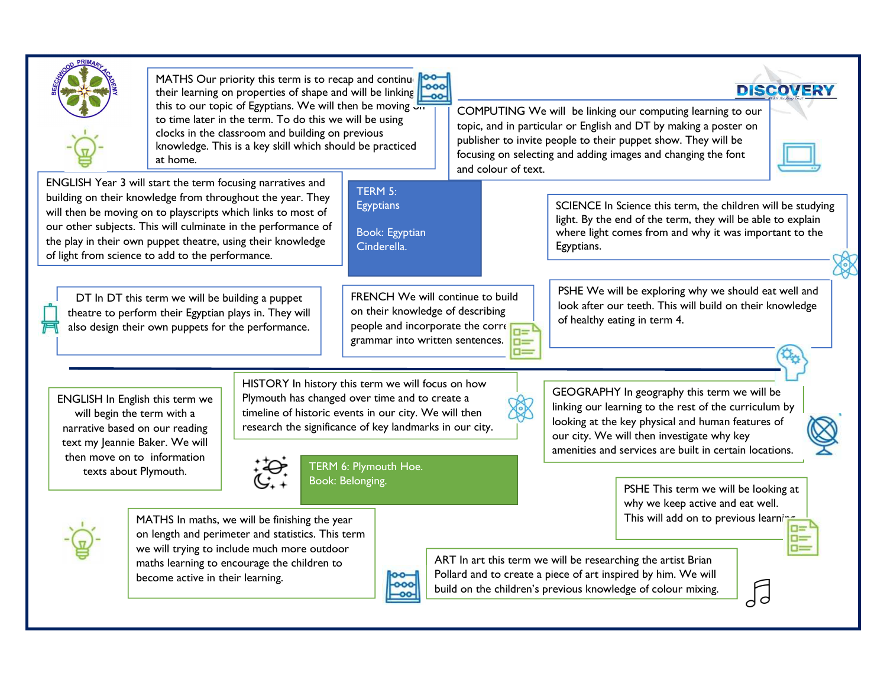**MATHS** Our priority this term is to recap and continu their learning on properties of shape and will be linking this to our topic of Egyptians. We will then be moving on to time later in the term. To do this we will be using clocks in the classroom and building on previous knowledge. This is a key skill which should be practiced at home.

**COMPUTING** We will be linking our computing learning to our topic, and in particular or English and DT by making a poster on publisher to invite people to their puppet show. They will be focusing on selecting and adding images and changing the font and colour of text.

**ENGLISH** Year 3 will start the term focusing narratives and building on their knowledge from throughout the year. They will then be moving on to playscripts which links to most of our other subjects. This will culminate in the performance of the play in their own puppet theatre, using their knowledge of light from science to add to the performance.

## TERM 5: Egyptians

Book: Egyptian Cinderella.

**SCIENCE** In Science this term, the children will be studying light. By the end of the term, they will be able to explain where light comes from and why it was important to the Egyptians.

**DT** In DT this term we will be building a puppet theatre to perform their Egyptian plays in. They will also design their own puppets for the performance.

**FRENCH** We will continue to build on their knowledge of describing people and incorporate the corre grammar into written sentences.

**PSHE** We will be exploring why we should eat well and look after our teeth. This will build on their knowledge of healthy eating in term 4.

---

**ENGLISH** In English this term we will begin the term with a narrative based on our reading text my Jeannie Baker. We will then move on to information texts about Plymouth.

**HISTORY** In history this term we will focus on how Plymouth has changed over time and to create a timeline of historic events in our city. We will then research the significance of key landmarks in our city.

**GEOGRAPHY** In geography this term we will be linking our learning to the rest of the curriculum by looking at the key physical and human features of our city. We will then investigate why key amenities and services are built in certain locations.

## TERM 6: Plymouth Hoe.

Book: Belonging.

**PSHE** This term we will be looking at why we keep active and eat well. This will add on to previous learni

**MATHS** In maths, we will be finishing the year on length and perimeter and statistics. This term we will trying to include much more outdoor maths learning to encourage the children to become active in their learning.

**ART** In art this term we will be researching the artist Brian Pollard and to create a piece of art inspired by him. We will build on the children's previous knowledge of colour mixing.